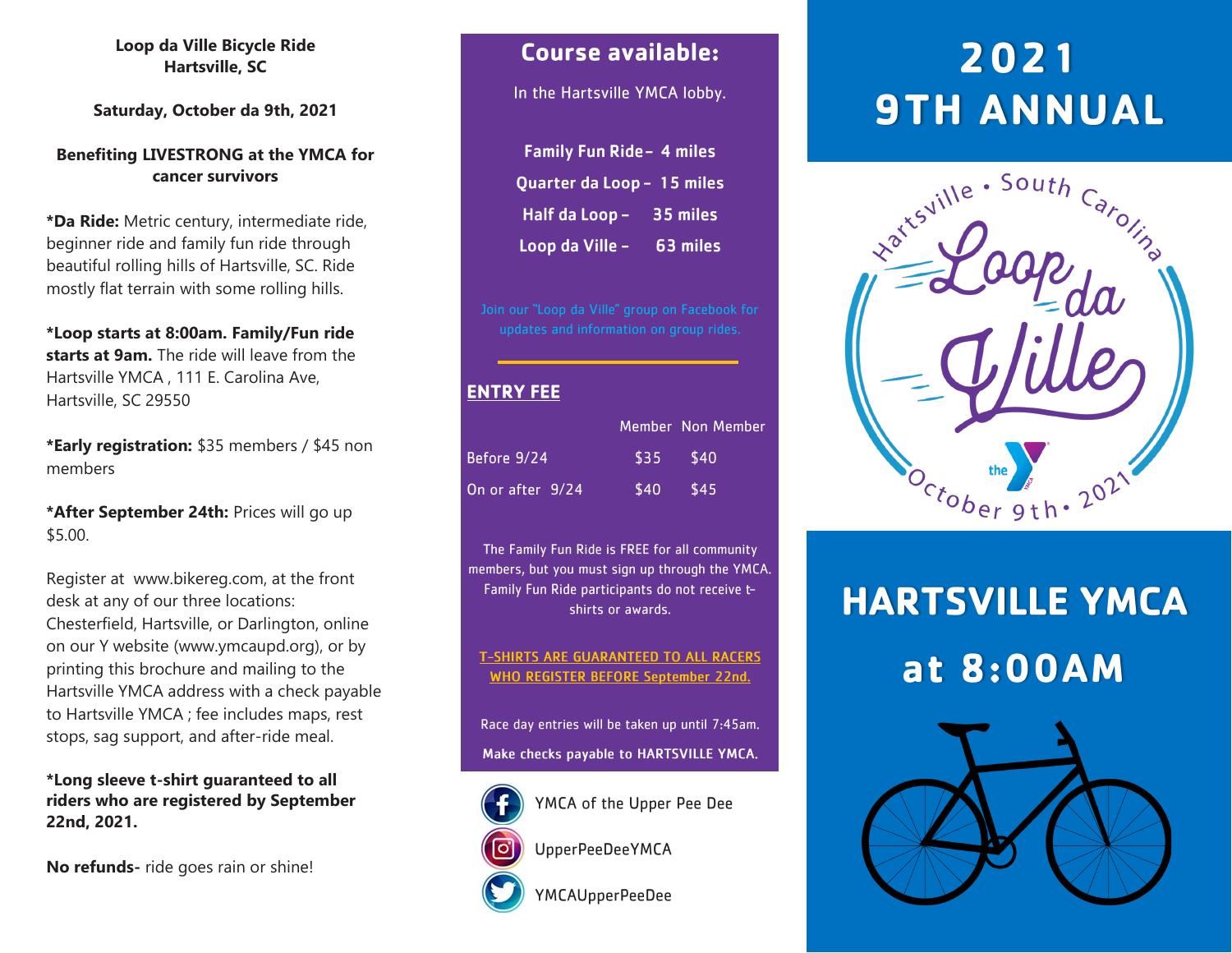**Loop da Ville Bicycle Ride**
**Hartsville, SC**

**Saturday, October da 9th, 2021**

**Benefiting LIVESTRONG at the YMCA for cancer survivors**

***Da Ride:** Metric century, intermediate ride, beginner ride and family fun ride through beautiful rolling hills of Hartsville, SC. Ride mostly flat terrain with some rolling hills.

***Loop starts at 8:00am. Family/Fun ride starts at 9am.** The ride will leave from the Hartsville YMCA , 111 E. Carolina Ave, Hartsville, SC 29550

***Early registration:** $35 members / $45 non members

***After September 24th:** Prices will go up $5.00.

Register at www.bikereg.com, at the front desk at any of our three locations: Chesterfield, Hartsville, or Darlington, online on our Y website (www.ymcaupd.org), or by printing this brochure and mailing to the Hartsville YMCA address with a check payable to Hartsville YMCA ; fee includes maps, rest stops, sag support, and after-ride meal.

***Long sleeve t-shirt guaranteed to all riders who are registered by September 22nd, 2021.**

**No refunds-** ride goes rain or shine!

## Course available:

In the Hartsville YMCA lobby.

**Family Fun Ride - 4 miles**
**Quarter da Loop - 15 miles**
**Half da Loop - 35 miles**
**Loop da Ville - 63 miles**

Join our "Loop da Ville" group on Facebook for updates and information on group rides.

## ENTRY FEE

| | Member | Non Member |
|---|---|---|
| Before 9/24 | $35 | $40 |
| On or after 9/24 | $40 | $45 |

The Family Fun Ride is FREE for all community members, but you must sign up through the YMCA. Family Fun Ride participants do not receive t-shirts or awards.

T-SHIRTS ARE GUARANTEED TO ALL RACERS WHO REGISTER BEFORE September 22nd.

Race day entries will be taken up until 7:45am.

**Make checks payable to HARTSVILLE YMCA.**

YMCA of the Upper Pee Dee

UpperPeeDeeYMCA

YMCAUpperPeeDee

# 2021 9TH ANNUAL

Hartsville • South Carolina
Loop da Ville
October 9th • 2021

# HARTSVILLE YMCA at 8:00AM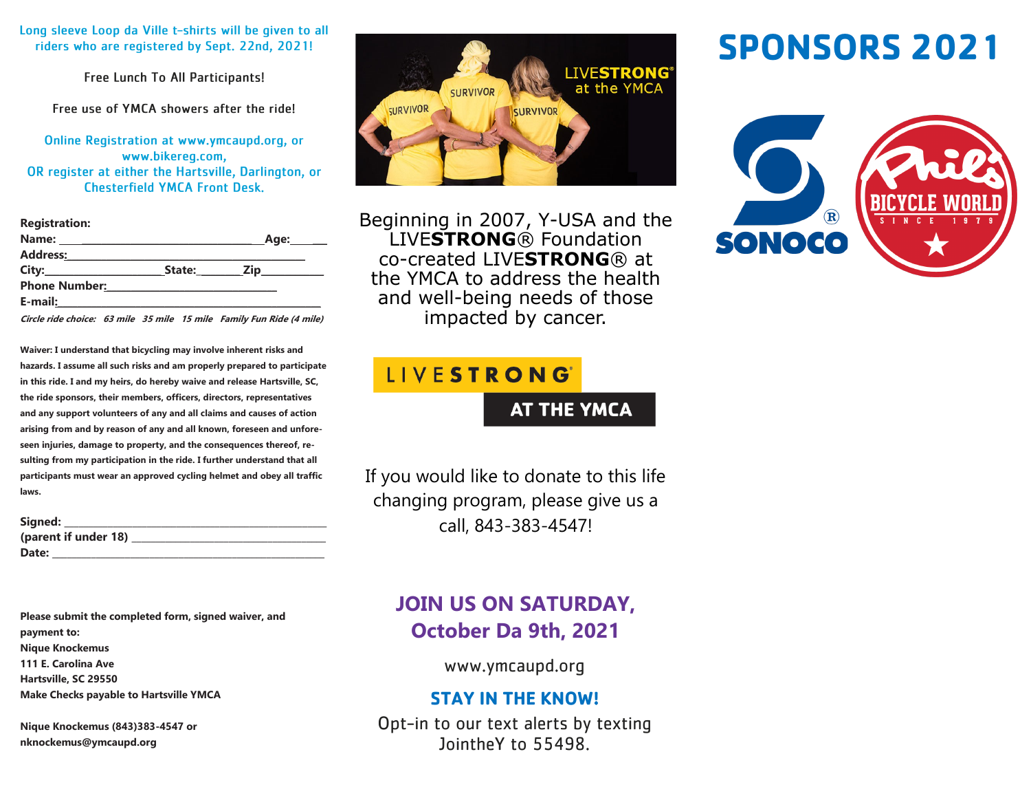Long sleeve Loop da Ville t-shirts will be given to all riders who are registered by Sept. 22nd, 2021!

Free Lunch To All Participants!

Free use of YMCA showers after the ride!

Online Registration at www.ymcaupd.org, or www.bikereg.com,
OR register at either the Hartsville, Darlington, or Chesterfield YMCA Front Desk.

**Registration:**

**Name:** ______________________________ **Age:**______

**Address:**________________________________________

**City:**__________________ **State:**_______ **Zip**__________

**Phone Number:**____________________________

**E-mail:**__________________________________________

***Circle ride choice:*** *63 mile 35 mile 15 mile Family Fun Ride (4 mile)*

**Waiver: I understand that bicycling may involve inherent risks and hazards. I assume all such risks and am properly prepared to participate in this ride. I and my heirs, do hereby waive and release Hartsville, SC, the ride sponsors, their members, officers, directors, representatives and any support volunteers of any and all claims and causes of action arising from and by reason of any and all known, foreseen and unforeseen injuries, damage to property, and the consequences thereof, resulting from my participation in the ride. I further understand that all participants must wear an approved cycling helmet and obey all traffic laws.**

**Signed:** ____________________________________________

**(parent if under 18)** _________________________________

**Date:** _____________________________________________

**Please submit the completed form, signed waiver, and payment to:**
**Nique Knockemus**
**111 E. Carolina Ave**
**Hartsville, SC 29550**
**Make Checks payable to Hartsville YMCA**

**Nique Knockemus (843)383-4547 or nknockemus@ymcaupd.org**

LIVE**STRONG**® at the YMCA

Beginning in 2007, Y-USA and the LIVE**STRONG**® Foundation co-created LIVE**STRONG**® at the YMCA to address the health and well-being needs of those impacted by cancer.

LIVESTRONG® AT THE YMCA

If you would like to donate to this life changing program, please give us a call, 843-383-4547!

## JOIN US ON SATURDAY, October Da 9th, 2021

www.ymcaupd.org

### STAY IN THE KNOW!

Opt-in to our text alerts by texting JointheY to 55498.

# SPONSORS 2021

SONOCO®

Phil's BICYCLE WORLD SINCE 1979